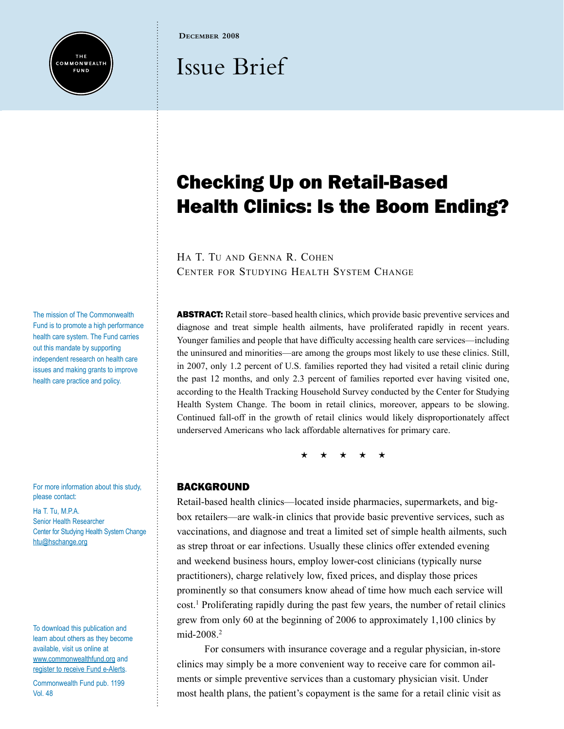DECEMBER 2008

# Issue Brief

# Checking Up on Retail-Based Health Clinics: Is the Boom Ending?

HA T. TU AND GENNA R. COHEN
CENTER FOR STUDYING HEALTH SYSTEM CHANGE

**ABSTRACT:** Retail store–based health clinics, which provide basic preventive services and diagnose and treat simple health ailments, have proliferated rapidly in recent years. Younger families and people that have difficulty accessing health care services—including the uninsured and minorities—are among the groups most likely to use these clinics. Still, in 2007, only 1.2 percent of U.S. families reported they had visited a retail clinic during the past 12 months, and only 2.3 percent of families reported ever having visited one, according to the Health Tracking Household Survey conducted by the Center for Studying Health System Change. The boom in retail clinics, moreover, appears to be slowing. Continued fall-off in the growth of retail clinics would likely disproportionately affect underserved Americans who lack affordable alternatives for primary care.

★ ★ ★ ★ ★

## BACKGROUND

Retail-based health clinics—located inside pharmacies, supermarkets, and big-box retailers—are walk-in clinics that provide basic preventive services, such as vaccinations, and diagnose and treat a limited set of simple health ailments, such as strep throat or ear infections. Usually these clinics offer extended evening and weekend business hours, employ lower-cost clinicians (typically nurse practitioners), charge relatively low, fixed prices, and display those prices prominently so that consumers know ahead of time how much each service will cost.[1] Proliferating rapidly during the past few years, the number of retail clinics grew from only 60 at the beginning of 2006 to approximately 1,100 clinics by mid-2008.[2]

For consumers with insurance coverage and a regular physician, in-store clinics may simply be a more convenient way to receive care for common ailments or simple preventive services than a customary physician visit. Under most health plans, the patient's copayment is the same for a retail clinic visit as

The mission of The Commonwealth Fund is to promote a high performance health care system. The Fund carries out this mandate by supporting independent research on health care issues and making grants to improve health care practice and policy.

For more information about this study, please contact:

Ha T. Tu, M.P.A.
Senior Health Researcher
Center for Studying Health System Change
htu@hschange.org

To download this publication and learn about others as they become available, visit us online at www.commonwealthfund.org and register to receive Fund e-Alerts.

Commonwealth Fund pub. 1199
Vol. 48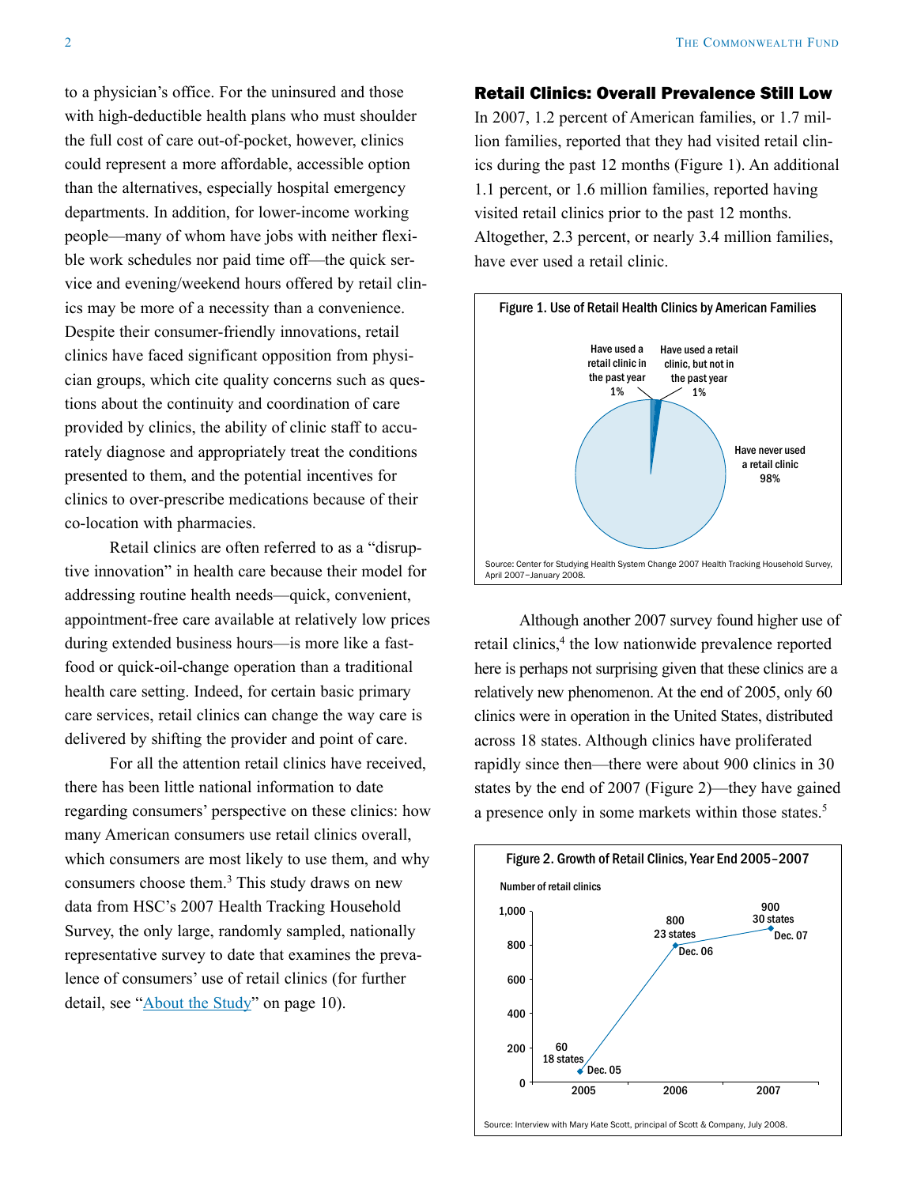to a physician's office. For the uninsured and those with high-deductible health plans who must shoulder the full cost of care out-of-pocket, however, clinics could represent a more affordable, accessible option than the alternatives, especially hospital emergency departments. In addition, for lower-income working people—many of whom have jobs with neither flexible work schedules nor paid time off—the quick service and evening/weekend hours offered by retail clinics may be more of a necessity than a convenience. Despite their consumer-friendly innovations, retail clinics have faced significant opposition from physician groups, which cite quality concerns such as questions about the continuity and coordination of care provided by clinics, the ability of clinic staff to accurately diagnose and appropriately treat the conditions presented to them, and the potential incentives for clinics to over-prescribe medications because of their co-location with pharmacies.

Retail clinics are often referred to as a "disruptive innovation" in health care because their model for addressing routine health needs—quick, convenient, appointment-free care available at relatively low prices during extended business hours—is more like a fast-food or quick-oil-change operation than a traditional health care setting. Indeed, for certain basic primary care services, retail clinics can change the way care is delivered by shifting the provider and point of care.

For all the attention retail clinics have received, there has been little national information to date regarding consumers' perspective on these clinics: how many American consumers use retail clinics overall, which consumers are most likely to use them, and why consumers choose them.[3] This study draws on new data from HSC's 2007 Health Tracking Household Survey, the only large, randomly sampled, nationally representative survey to date that examines the prevalence of consumers' use of retail clinics (for further detail, see "About the Study" on page 10).

## Retail Clinics: Overall Prevalence Still Low

In 2007, 1.2 percent of American families, or 1.7 million families, reported that they had visited retail clinics during the past 12 months (Figure 1). An additional 1.1 percent, or 1.6 million families, reported having visited retail clinics prior to the past 12 months. Altogether, 2.3 percent, or nearly 3.4 million families, have ever used a retail clinic.

**Figure 1. Use of Retail Health Clinics by American Families**

| Category | Percent |
|---|---|
| Have used a retail clinic in the past year | 1% |
| Have used a retail clinic, but not in the past year | 1% |
| Have never used a retail clinic | 98% |

Source: Center for Studying Health System Change 2007 Health Tracking Household Survey, April 2007–January 2008.

Although another 2007 survey found higher use of retail clinics,[4] the low nationwide prevalence reported here is perhaps not surprising given that these clinics are a relatively new phenomenon. At the end of 2005, only 60 clinics were in operation in the United States, distributed across 18 states. Although clinics have proliferated rapidly since then—there were about 900 clinics in 30 states by the end of 2007 (Figure 2)—they have gained a presence only in some markets within those states.[5]

**Figure 2. Growth of Retail Clinics, Year End 2005–2007**

| Year end | Number of retail clinics | States |
|---|---|---|
| Dec. 05 | 60 | 18 states |
| Dec. 06 | 800 | 23 states |
| Dec. 07 | 900 | 30 states |

Source: Interview with Mary Kate Scott, principal of Scott & Company, July 2008.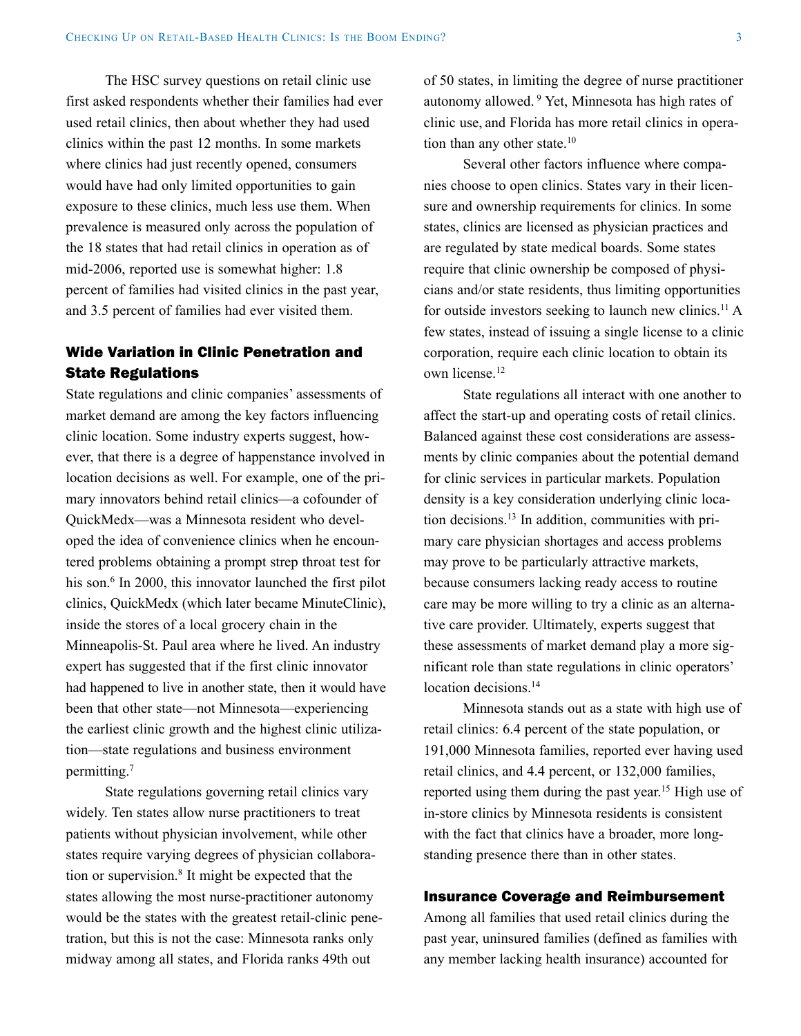The HSC survey questions on retail clinic use first asked respondents whether their families had ever used retail clinics, then about whether they had used clinics within the past 12 months. In some markets where clinics had just recently opened, consumers would have had only limited opportunities to gain exposure to these clinics, much less use them. When prevalence is measured only across the population of the 18 states that had retail clinics in operation as of mid-2006, reported use is somewhat higher: 1.8 percent of families had visited clinics in the past year, and 3.5 percent of families had ever visited them.

## Wide Variation in Clinic Penetration and State Regulations

State regulations and clinic companies' assessments of market demand are among the key factors influencing clinic location. Some industry experts suggest, however, that there is a degree of happenstance involved in location decisions as well. For example, one of the primary innovators behind retail clinics—a cofounder of QuickMedx—was a Minnesota resident who developed the idea of convenience clinics when he encountered problems obtaining a prompt strep throat test for his son.[6] In 2000, this innovator launched the first pilot clinics, QuickMedx (which later became MinuteClinic), inside the stores of a local grocery chain in the Minneapolis-St. Paul area where he lived. An industry expert has suggested that if the first clinic innovator had happened to live in another state, then it would have been that other state—not Minnesota—experiencing the earliest clinic growth and the highest clinic utilization—state regulations and business environment permitting.[7]

State regulations governing retail clinics vary widely. Ten states allow nurse practitioners to treat patients without physician involvement, while other states require varying degrees of physician collaboration or supervision.[8] It might be expected that the states allowing the most nurse-practitioner autonomy would be the states with the greatest retail-clinic penetration, but this is not the case: Minnesota ranks only midway among all states, and Florida ranks 49th out of 50 states, in limiting the degree of nurse practitioner autonomy allowed.[9] Yet, Minnesota has high rates of clinic use, and Florida has more retail clinics in operation than any other state.[10]

Several other factors influence where companies choose to open clinics. States vary in their licensure and ownership requirements for clinics. In some states, clinics are licensed as physician practices and are regulated by state medical boards. Some states require that clinic ownership be composed of physicians and/or state residents, thus limiting opportunities for outside investors seeking to launch new clinics.[11] A few states, instead of issuing a single license to a clinic corporation, require each clinic location to obtain its own license.[12]

State regulations all interact with one another to affect the start-up and operating costs of retail clinics. Balanced against these cost considerations are assessments by clinic companies about the potential demand for clinic services in particular markets. Population density is a key consideration underlying clinic location decisions.[13] In addition, communities with primary care physician shortages and access problems may prove to be particularly attractive markets, because consumers lacking ready access to routine care may be more willing to try a clinic as an alternative care provider. Ultimately, experts suggest that these assessments of market demand play a more significant role than state regulations in clinic operators' location decisions.[14]

Minnesota stands out as a state with high use of retail clinics: 6.4 percent of the state population, or 191,000 Minnesota families, reported ever having used retail clinics, and 4.4 percent, or 132,000 families, reported using them during the past year.[15] High use of in-store clinics by Minnesota residents is consistent with the fact that clinics have a broader, more longstanding presence there than in other states.

## Insurance Coverage and Reimbursement

Among all families that used retail clinics during the past year, uninsured families (defined as families with any member lacking health insurance) accounted for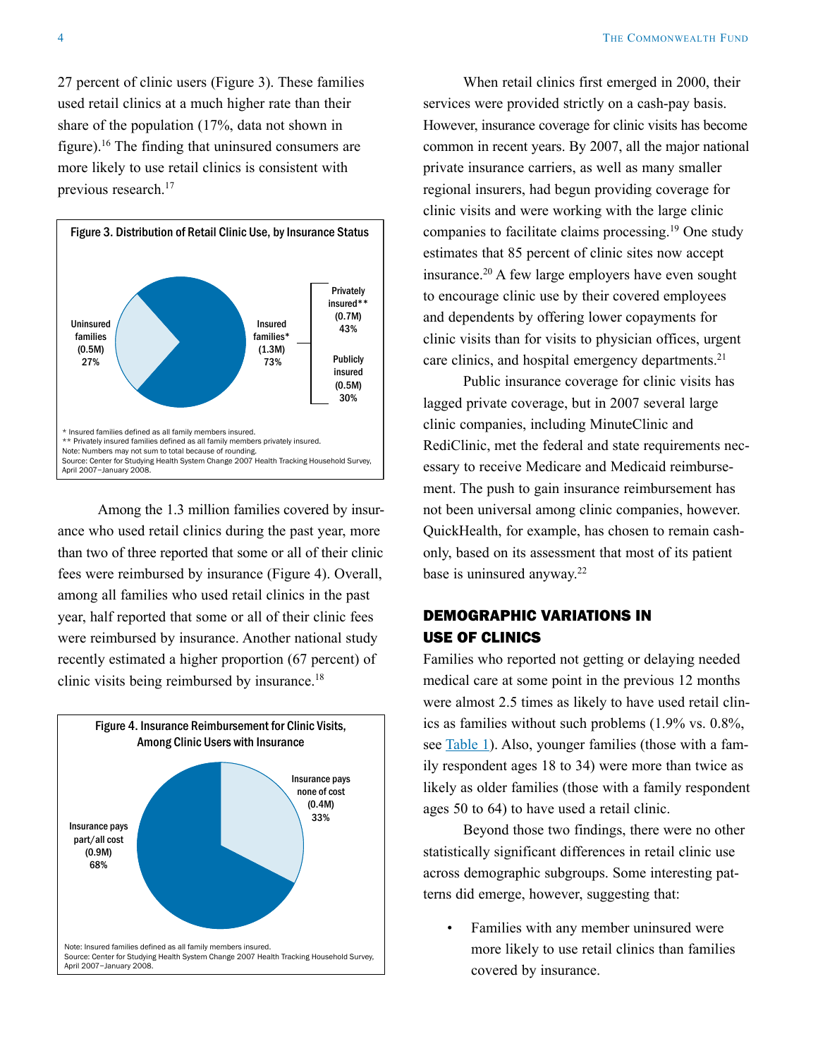27 percent of clinic users (Figure 3). These families used retail clinics at a much higher rate than their share of the population (17%, data not shown in figure).[16] The finding that uninsured consumers are more likely to use retail clinics is consistent with previous research.[17]

**Figure 3. Distribution of Retail Clinic Use, by Insurance Status**

Uninsured families (0.5M) 27%

Insured families* (1.3M) 73%

Privately insured** (0.7M) 43%

Publicly insured (0.5M) 30%

\* Insured families defined as all family members insured.
\*\* Privately insured families defined as all family members privately insured.
Note: Numbers may not sum to total because of rounding.
Source: Center for Studying Health System Change 2007 Health Tracking Household Survey, April 2007–January 2008.

Among the 1.3 million families covered by insurance who used retail clinics during the past year, more than two of three reported that some or all of their clinic fees were reimbursed by insurance (Figure 4). Overall, among all families who used retail clinics in the past year, half reported that some or all of their clinic fees were reimbursed by insurance. Another national study recently estimated a higher proportion (67 percent) of clinic visits being reimbursed by insurance.[18]

**Figure 4. Insurance Reimbursement for Clinic Visits, Among Clinic Users with Insurance**

Insurance pays none of cost (0.4M) 33%

Insurance pays part/all cost (0.9M) 68%

Note: Insured families defined as all family members insured.
Source: Center for Studying Health System Change 2007 Health Tracking Household Survey, April 2007–January 2008.

When retail clinics first emerged in 2000, their services were provided strictly on a cash-pay basis. However, insurance coverage for clinic visits has become common in recent years. By 2007, all the major national private insurance carriers, as well as many smaller regional insurers, had begun providing coverage for clinic visits and were working with the large clinic companies to facilitate claims processing.[19] One study estimates that 85 percent of clinic sites now accept insurance.[20] A few large employers have even sought to encourage clinic use by their covered employees and dependents by offering lower copayments for clinic visits than for visits to physician offices, urgent care clinics, and hospital emergency departments.[21]

Public insurance coverage for clinic visits has lagged private coverage, but in 2007 several large clinic companies, including MinuteClinic and RediClinic, met the federal and state requirements necessary to receive Medicare and Medicaid reimbursement. The push to gain insurance reimbursement has not been universal among clinic companies, however. QuickHealth, for example, has chosen to remain cash-only, based on its assessment that most of its patient base is uninsured anyway.[22]

## DEMOGRAPHIC VARIATIONS IN USE OF CLINICS

Families who reported not getting or delaying needed medical care at some point in the previous 12 months were almost 2.5 times as likely to have used retail clinics as families without such problems (1.9% vs. 0.8%, see Table 1). Also, younger families (those with a family respondent ages 18 to 34) were more than twice as likely as older families (those with a family respondent ages 50 to 64) to have used a retail clinic.

Beyond those two findings, there were no other statistically significant differences in retail clinic use across demographic subgroups. Some interesting patterns did emerge, however, suggesting that:

- Families with any member uninsured were more likely to use retail clinics than families covered by insurance.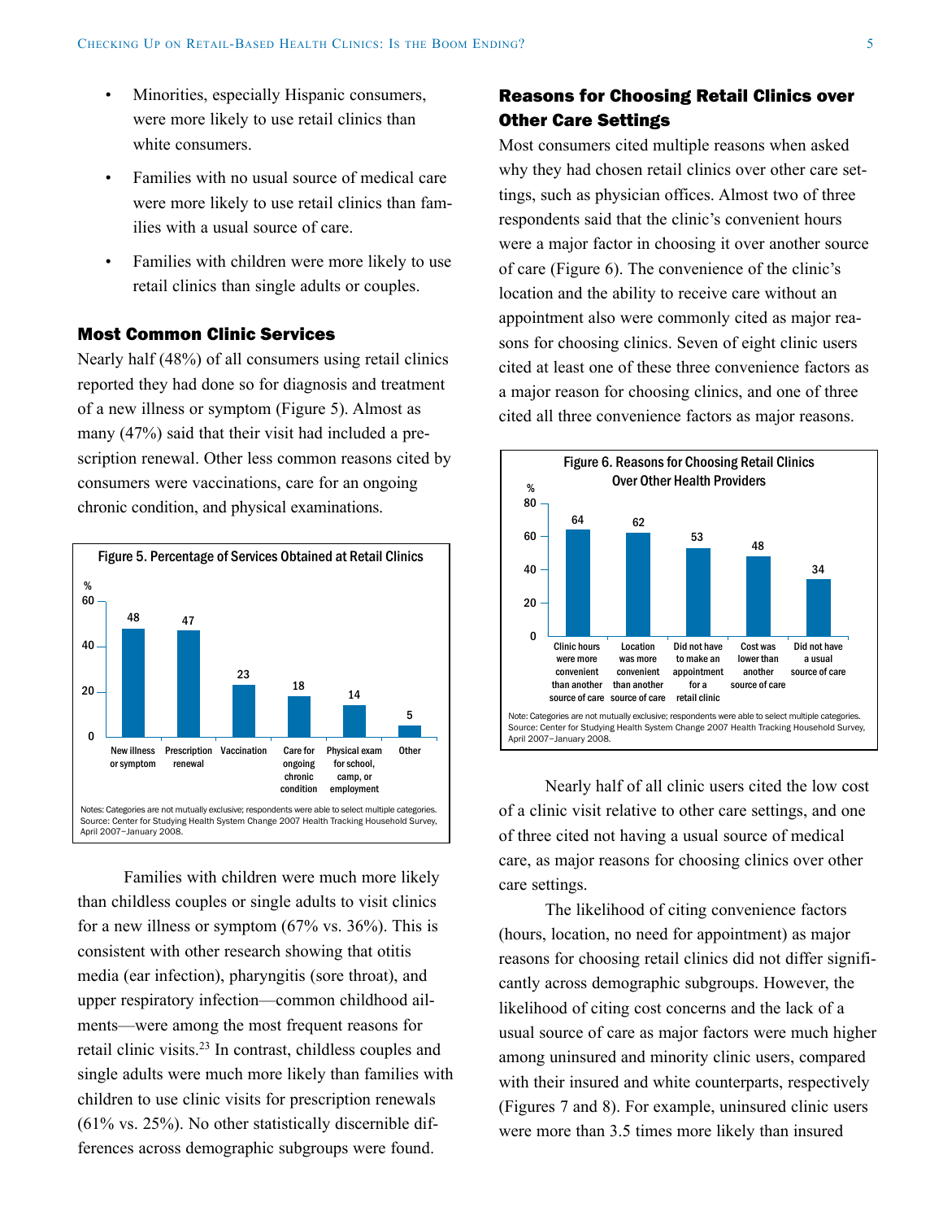- Minorities, especially Hispanic consumers, were more likely to use retail clinics than white consumers.
- Families with no usual source of medical care were more likely to use retail clinics than families with a usual source of care.
- Families with children were more likely to use retail clinics than single adults or couples.

## Most Common Clinic Services

Nearly half (48%) of all consumers using retail clinics reported they had done so for diagnosis and treatment of a new illness or symptom (Figure 5). Almost as many (47%) said that their visit had included a prescription renewal. Other less common reasons cited by consumers were vaccinations, care for an ongoing chronic condition, and physical examinations.

**Figure 5. Percentage of Services Obtained at Retail Clinics**

| Service | % |
|---|---|
| New illness or symptom | 48 |
| Prescription renewal | 47 |
| Vaccination | 23 |
| Care for ongoing chronic condition | 18 |
| Physical exam for school, camp, or employment | 14 |
| Other | 5 |

Notes: Categories are not mutually exclusive; respondents were able to select multiple categories.
Source: Center for Studying Health System Change 2007 Health Tracking Household Survey, April 2007–January 2008.

Families with children were much more likely than childless couples or single adults to visit clinics for a new illness or symptom (67% vs. 36%). This is consistent with other research showing that otitis media (ear infection), pharyngitis (sore throat), and upper respiratory infection—common childhood ailments—were among the most frequent reasons for retail clinic visits.[23] In contrast, childless couples and single adults were much more likely than families with children to use clinic visits for prescription renewals (61% vs. 25%). No other statistically discernible differences across demographic subgroups were found.

## Reasons for Choosing Retail Clinics over Other Care Settings

Most consumers cited multiple reasons when asked why they had chosen retail clinics over other care settings, such as physician offices. Almost two of three respondents said that the clinic's convenient hours were a major factor in choosing it over another source of care (Figure 6). The convenience of the clinic's location and the ability to receive care without an appointment also were commonly cited as major reasons for choosing clinics. Seven of eight clinic users cited at least one of these three convenience factors as a major reason for choosing clinics, and one of three cited all three convenience factors as major reasons.

**Figure 6. Reasons for Choosing Retail Clinics Over Other Health Providers**

| Reason | % |
|---|---|
| Clinic hours were more convenient than another source of care | 64 |
| Location was more convenient than another source of care | 62 |
| Did not have to make an appointment for a retail clinic | 53 |
| Cost was lower than another source of care | 48 |
| Did not have a usual source of care | 34 |

Note: Categories are not mutually exclusive; respondents were able to select multiple categories.
Source: Center for Studying Health System Change 2007 Health Tracking Household Survey, April 2007–January 2008.

Nearly half of all clinic users cited the low cost of a clinic visit relative to other care settings, and one of three cited not having a usual source of medical care, as major reasons for choosing clinics over other care settings.

The likelihood of citing convenience factors (hours, location, no need for appointment) as major reasons for choosing retail clinics did not differ significantly across demographic subgroups. However, the likelihood of citing cost concerns and the lack of a usual source of care as major factors were much higher among uninsured and minority clinic users, compared with their insured and white counterparts, respectively (Figures 7 and 8). For example, uninsured clinic users were more than 3.5 times more likely than insured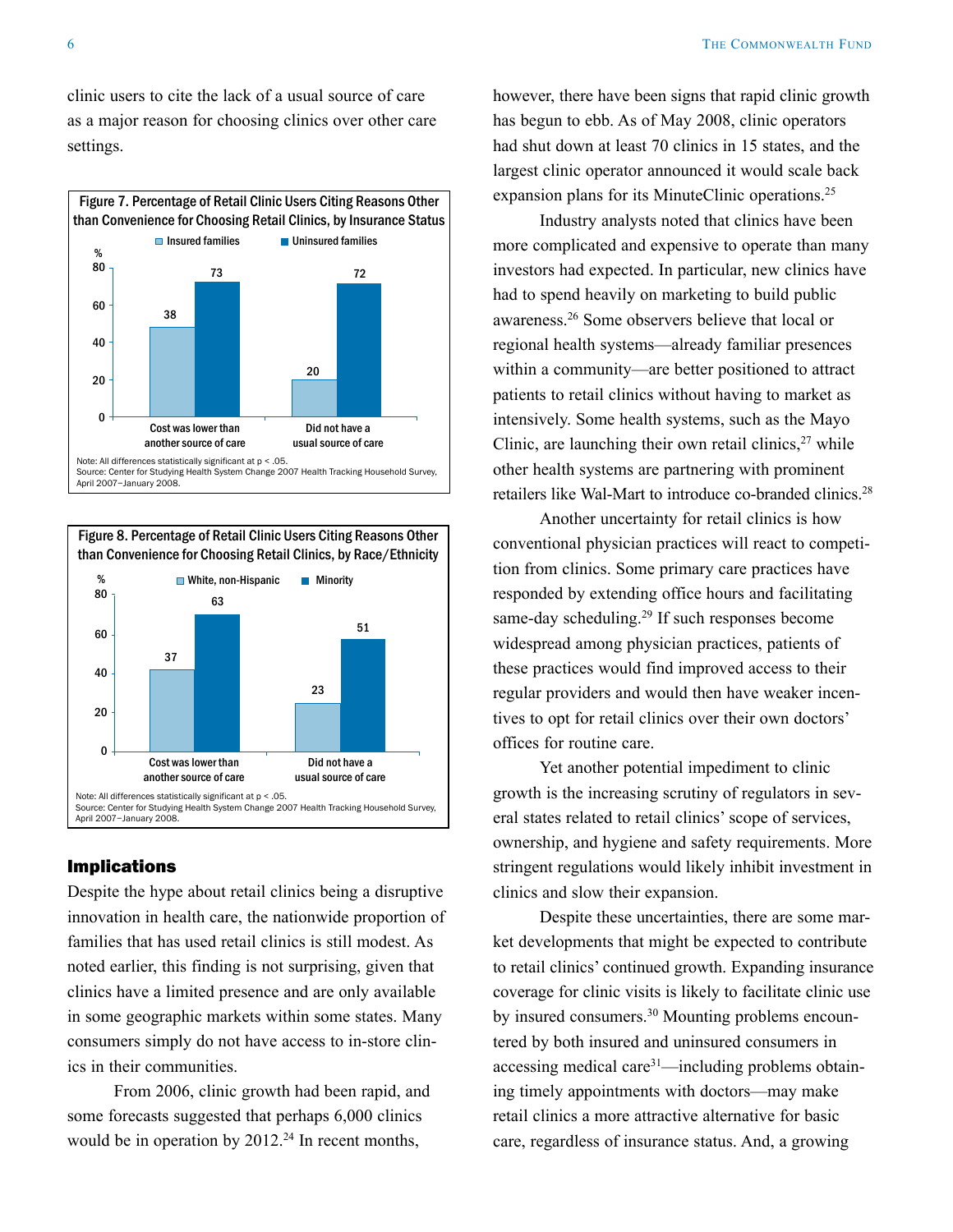clinic users to cite the lack of a usual source of care as a major reason for choosing clinics over other care settings.

**Figure 7. Percentage of Retail Clinic Users Citing Reasons Other than Convenience for Choosing Retail Clinics, by Insurance Status**

| | Insured families (%) | Uninsured families (%) |
|---|---|---|
| Cost was lower than another source of care | 38 | 73 |
| Did not have a usual source of care | 20 | 72 |

Note: All differences statistically significant at $p < .05$.
Source: Center for Studying Health System Change 2007 Health Tracking Household Survey, April 2007–January 2008.

**Figure 8. Percentage of Retail Clinic Users Citing Reasons Other than Convenience for Choosing Retail Clinics, by Race/Ethnicity**

| | White, non-Hispanic (%) | Minority (%) |
|---|---|---|
| Cost was lower than another source of care | 37 | 63 |
| Did not have a usual source of care | 23 | 51 |

Note: All differences statistically significant at $p < .05$.
Source: Center for Studying Health System Change 2007 Health Tracking Household Survey, April 2007–January 2008.

## Implications

Despite the hype about retail clinics being a disruptive innovation in health care, the nationwide proportion of families that has used retail clinics is still modest. As noted earlier, this finding is not surprising, given that clinics have a limited presence and are only available in some geographic markets within some states. Many consumers simply do not have access to in-store clinics in their communities.

From 2006, clinic growth had been rapid, and some forecasts suggested that perhaps 6,000 clinics would be in operation by 2012.[24] In recent months, however, there have been signs that rapid clinic growth has begun to ebb. As of May 2008, clinic operators had shut down at least 70 clinics in 15 states, and the largest clinic operator announced it would scale back expansion plans for its MinuteClinic operations.[25]

Industry analysts noted that clinics have been more complicated and expensive to operate than many investors had expected. In particular, new clinics have had to spend heavily on marketing to build public awareness.[26] Some observers believe that local or regional health systems—already familiar presences within a community—are better positioned to attract patients to retail clinics without having to market as intensively. Some health systems, such as the Mayo Clinic, are launching their own retail clinics,[27] while other health systems are partnering with prominent retailers like Wal-Mart to introduce co-branded clinics.[28]

Another uncertainty for retail clinics is how conventional physician practices will react to competition from clinics. Some primary care practices have responded by extending office hours and facilitating same-day scheduling.[29] If such responses become widespread among physician practices, patients of these practices would find improved access to their regular providers and would then have weaker incentives to opt for retail clinics over their own doctors' offices for routine care.

Yet another potential impediment to clinic growth is the increasing scrutiny of regulators in several states related to retail clinics' scope of services, ownership, and hygiene and safety requirements. More stringent regulations would likely inhibit investment in clinics and slow their expansion.

Despite these uncertainties, there are some market developments that might be expected to contribute to retail clinics' continued growth. Expanding insurance coverage for clinic visits is likely to facilitate clinic use by insured consumers.[30] Mounting problems encountered by both insured and uninsured consumers in accessing medical care[31]—including problems obtaining timely appointments with doctors—may make retail clinics a more attractive alternative for basic care, regardless of insurance status. And, a growing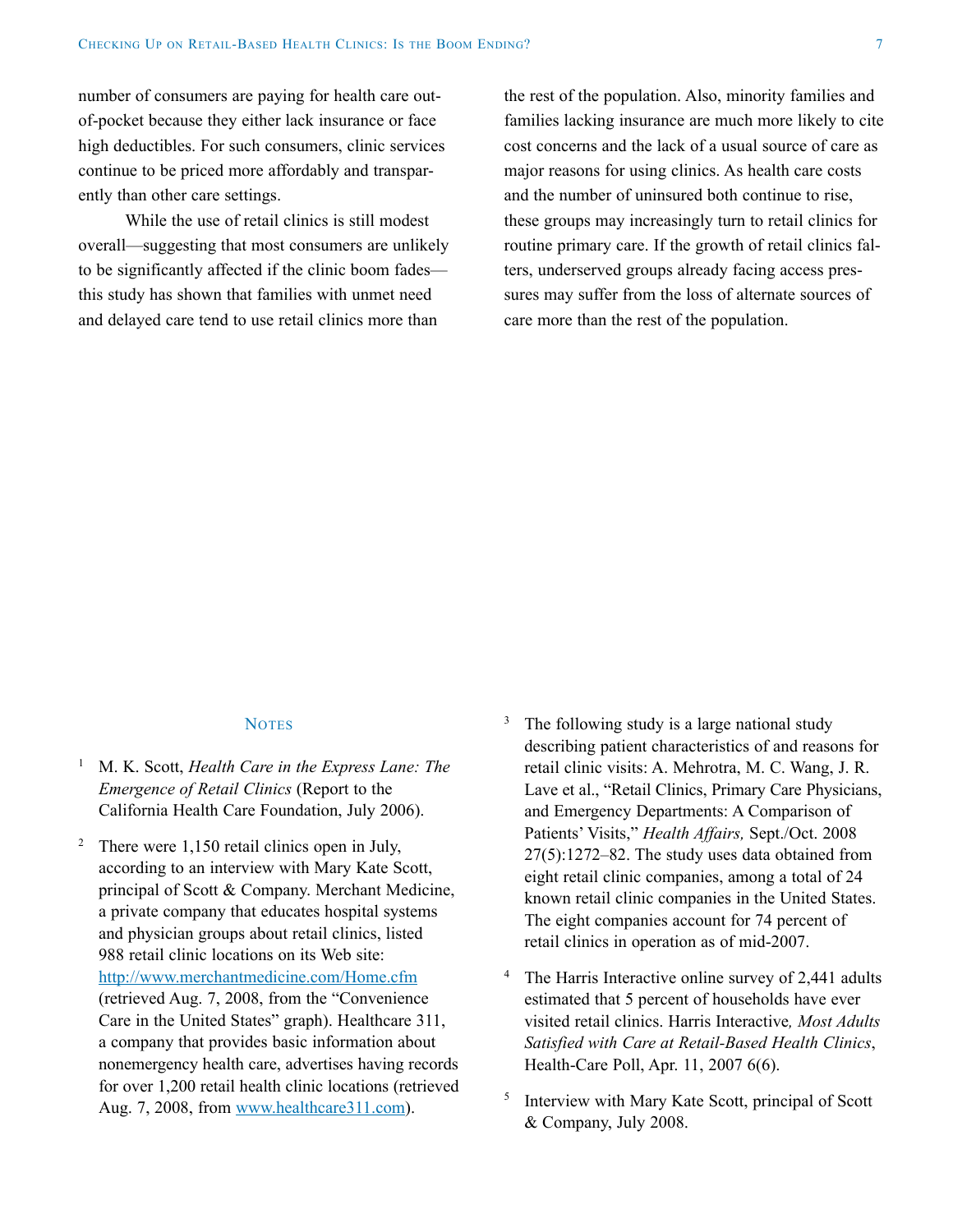number of consumers are paying for health care out-of-pocket because they either lack insurance or face high deductibles. For such consumers, clinic services continue to be priced more affordably and transparently than other care settings.

While the use of retail clinics is still modest overall—suggesting that most consumers are unlikely to be significantly affected if the clinic boom fades—this study has shown that families with unmet need and delayed care tend to use retail clinics more than the rest of the population. Also, minority families and families lacking insurance are much more likely to cite cost concerns and the lack of a usual source of care as major reasons for using clinics. As health care costs and the number of uninsured both continue to rise, these groups may increasingly turn to retail clinics for routine primary care. If the growth of retail clinics falters, underserved groups already facing access pressures may suffer from the loss of alternate sources of care more than the rest of the population.

## Notes

1. M. K. Scott, *Health Care in the Express Lane: The Emergence of Retail Clinics* (Report to the California Health Care Foundation, July 2006).

2. There were 1,150 retail clinics open in July, according to an interview with Mary Kate Scott, principal of Scott & Company. Merchant Medicine, a private company that educates hospital systems and physician groups about retail clinics, listed 988 retail clinic locations on its Web site: http://www.merchantmedicine.com/Home.cfm (retrieved Aug. 7, 2008, from the "Convenience Care in the United States" graph). Healthcare 311, a company that provides basic information about nonemergency health care, advertises having records for over 1,200 retail health clinic locations (retrieved Aug. 7, 2008, from www.healthcare311.com).

3. The following study is a large national study describing patient characteristics of and reasons for retail clinic visits: A. Mehrotra, M. C. Wang, J. R. Lave et al., "Retail Clinics, Primary Care Physicians, and Emergency Departments: A Comparison of Patients' Visits," *Health Affairs,* Sept./Oct. 2008 27(5):1272–82. The study uses data obtained from eight retail clinic companies, among a total of 24 known retail clinic companies in the United States. The eight companies account for 74 percent of retail clinics in operation as of mid-2007.

4. The Harris Interactive online survey of 2,441 adults estimated that 5 percent of households have ever visited retail clinics. Harris Interactive*, Most Adults Satisfied with Care at Retail-Based Health Clinics*, Health-Care Poll, Apr. 11, 2007 6(6).

5. Interview with Mary Kate Scott, principal of Scott & Company, July 2008.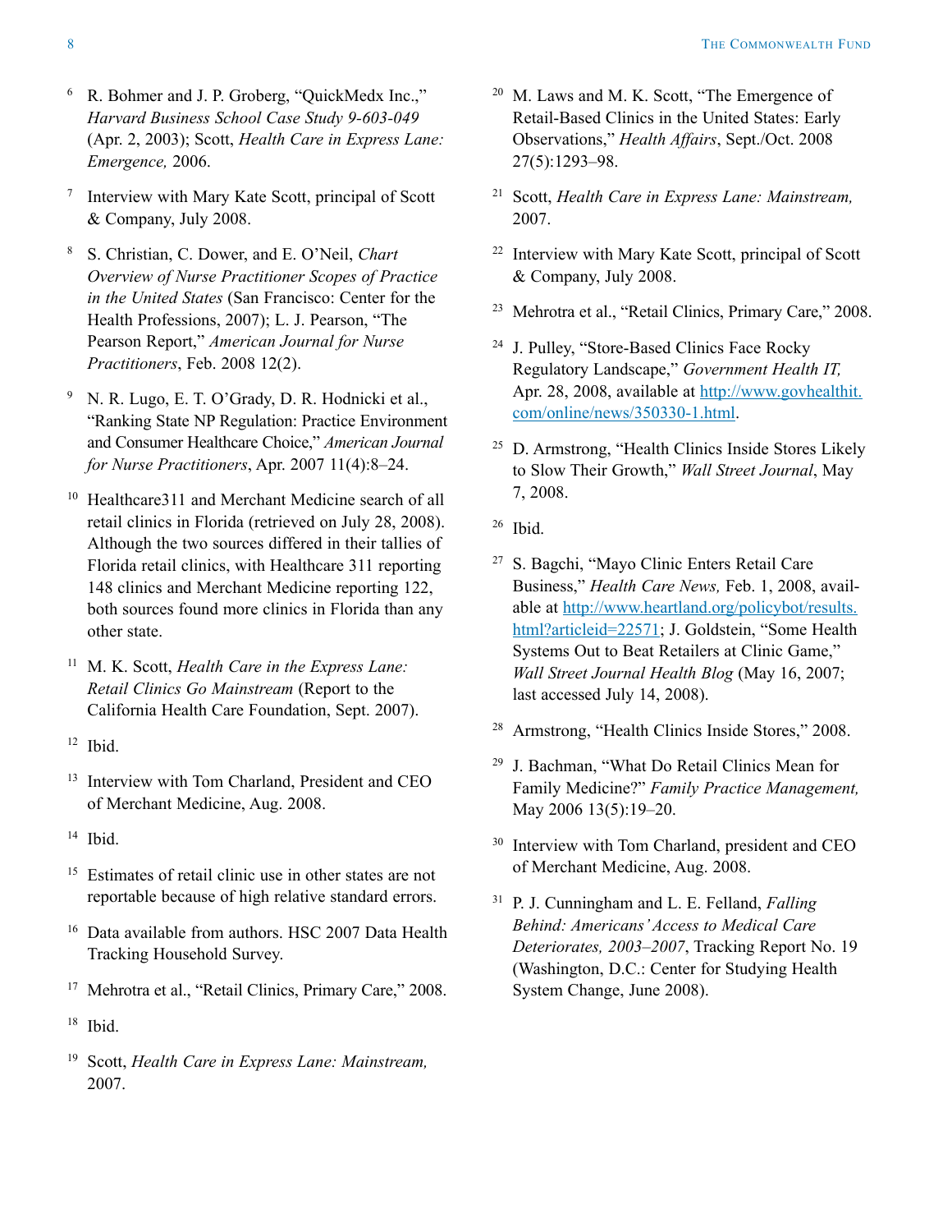[6] R. Bohmer and J. P. Groberg, "QuickMedx Inc.," *Harvard Business School Case Study 9-603-049* (Apr. 2, 2003); Scott, *Health Care in Express Lane: Emergence,* 2006.

[7] Interview with Mary Kate Scott, principal of Scott & Company, July 2008.

[8] S. Christian, C. Dower, and E. O'Neil, *Chart Overview of Nurse Practitioner Scopes of Practice in the United States* (San Francisco: Center for the Health Professions, 2007); L. J. Pearson, "The Pearson Report," *American Journal for Nurse Practitioners*, Feb. 2008 12(2).

[9] N. R. Lugo, E. T. O'Grady, D. R. Hodnicki et al., "Ranking State NP Regulation: Practice Environment and Consumer Healthcare Choice," *American Journal for Nurse Practitioners*, Apr. 2007 11(4):8–24.

[10] Healthcare311 and Merchant Medicine search of all retail clinics in Florida (retrieved on July 28, 2008). Although the two sources differed in their tallies of Florida retail clinics, with Healthcare 311 reporting 148 clinics and Merchant Medicine reporting 122, both sources found more clinics in Florida than any other state.

[11] M. K. Scott, *Health Care in the Express Lane: Retail Clinics Go Mainstream* (Report to the California Health Care Foundation, Sept. 2007).

[12] Ibid.

[13] Interview with Tom Charland, President and CEO of Merchant Medicine, Aug. 2008.

[14] Ibid.

[15] Estimates of retail clinic use in other states are not reportable because of high relative standard errors.

[16] Data available from authors. HSC 2007 Data Health Tracking Household Survey.

[17] Mehrotra et al., "Retail Clinics, Primary Care," 2008.

[18] Ibid.

[19] Scott, *Health Care in Express Lane: Mainstream,* 2007.

[20] M. Laws and M. K. Scott, "The Emergence of Retail-Based Clinics in the United States: Early Observations," *Health Affairs*, Sept./Oct. 2008 27(5):1293–98.

[21] Scott, *Health Care in Express Lane: Mainstream,* 2007.

[22] Interview with Mary Kate Scott, principal of Scott & Company, July 2008.

[23] Mehrotra et al., "Retail Clinics, Primary Care," 2008.

[24] J. Pulley, "Store-Based Clinics Face Rocky Regulatory Landscape," *Government Health IT,* Apr. 28, 2008, available at http://www.govhealthit.com/online/news/350330-1.html.

[25] D. Armstrong, "Health Clinics Inside Stores Likely to Slow Their Growth," *Wall Street Journal*, May 7, 2008.

[26] Ibid.

[27] S. Bagchi, "Mayo Clinic Enters Retail Care Business," *Health Care News,* Feb. 1, 2008, available at http://www.heartland.org/policybot/results.html?articleid=22571; J. Goldstein, "Some Health Systems Out to Beat Retailers at Clinic Game," *Wall Street Journal Health Blog* (May 16, 2007; last accessed July 14, 2008).

[28] Armstrong, "Health Clinics Inside Stores," 2008.

[29] J. Bachman, "What Do Retail Clinics Mean for Family Medicine?" *Family Practice Management,* May 2006 13(5):19–20.

[30] Interview with Tom Charland, president and CEO of Merchant Medicine, Aug. 2008.

[31] P. J. Cunningham and L. E. Felland, *Falling Behind: Americans' Access to Medical Care Deteriorates, 2003–2007*, Tracking Report No. 19 (Washington, D.C.: Center for Studying Health System Change, June 2008).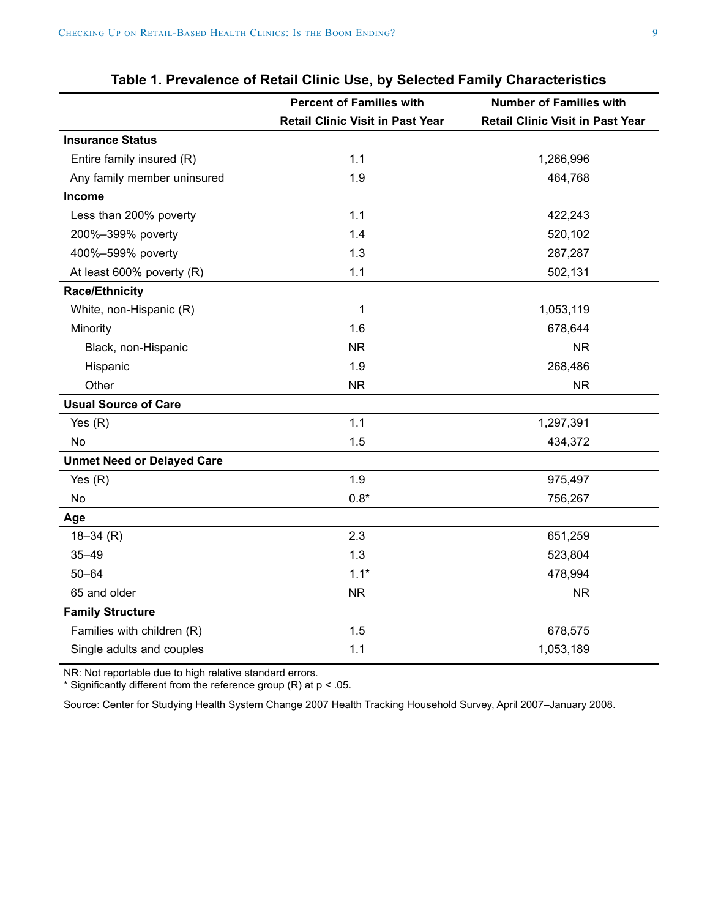**Table 1. Prevalence of Retail Clinic Use, by Selected Family Characteristics**

| | Percent of Families with Retail Clinic Visit in Past Year | Number of Families with Retail Clinic Visit in Past Year |
|---|---|---|
| **Insurance Status** | | |
| Entire family insured (R) | 1.1 | 1,266,996 |
| Any family member uninsured | 1.9 | 464,768 |
| **Income** | | |
| Less than 200% poverty | 1.1 | 422,243 |
| 200%–399% poverty | 1.4 | 520,102 |
| 400%–599% poverty | 1.3 | 287,287 |
| At least 600% poverty (R) | 1.1 | 502,131 |
| **Race/Ethnicity** | | |
| White, non-Hispanic (R) | 1 | 1,053,119 |
| Minority | 1.6 | 678,644 |
| Black, non-Hispanic | NR | NR |
| Hispanic | 1.9 | 268,486 |
| Other | NR | NR |
| **Usual Source of Care** | | |
| Yes (R) | 1.1 | 1,297,391 |
| No | 1.5 | 434,372 |
| **Unmet Need or Delayed Care** | | |
| Yes (R) | 1.9 | 975,497 |
| No | 0.8* | 756,267 |
| **Age** | | |
| 18–34 (R) | 2.3 | 651,259 |
| 35–49 | 1.3 | 523,804 |
| 50–64 | 1.1* | 478,994 |
| 65 and older | NR | NR |
| **Family Structure** | | |
| Families with children (R) | 1.5 | 678,575 |
| Single adults and couples | 1.1 | 1,053,189 |

NR: Not reportable due to high relative standard errors.
* Significantly different from the reference group (R) at $p < .05$.

Source: Center for Studying Health System Change 2007 Health Tracking Household Survey, April 2007–January 2008.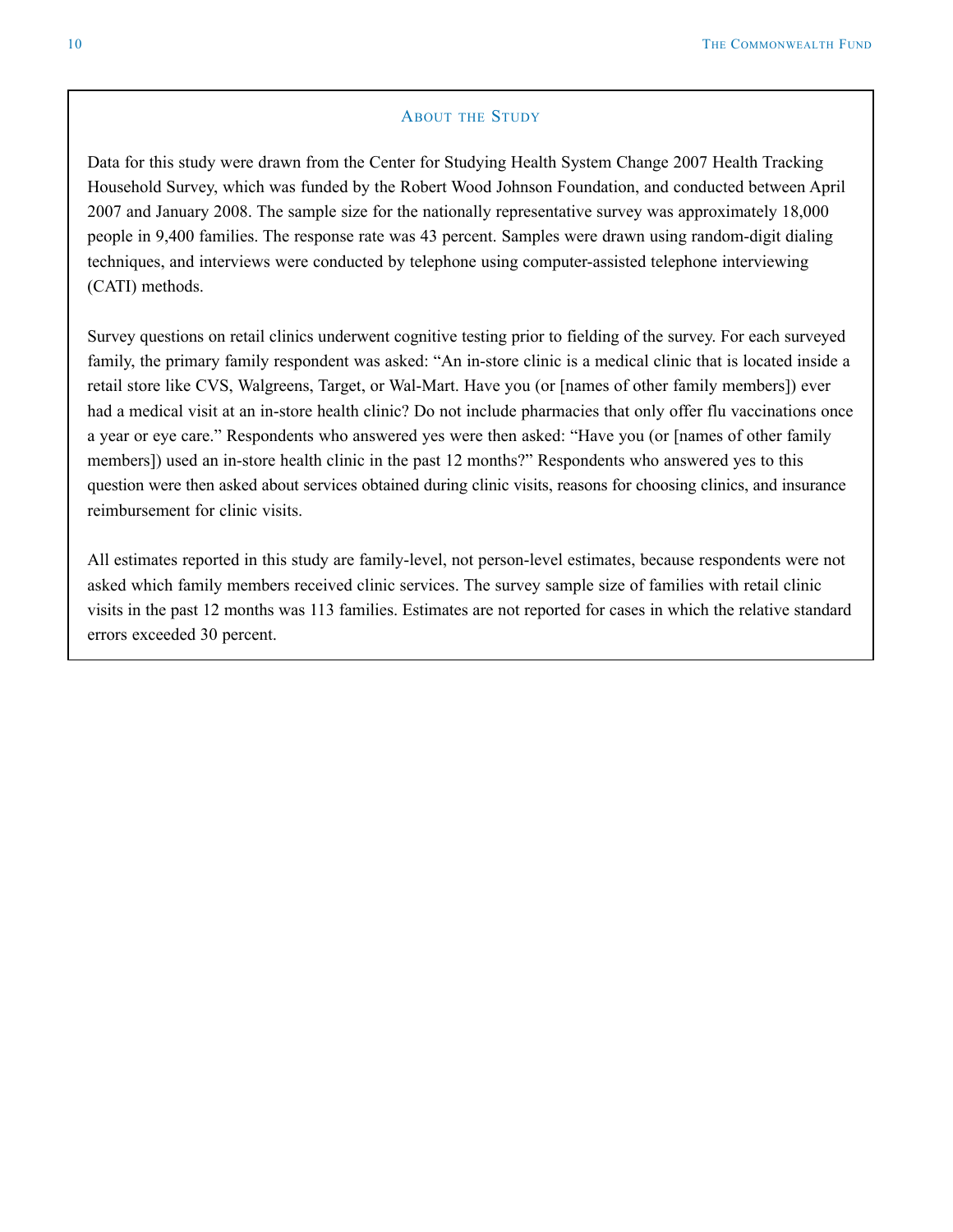## About the Study

Data for this study were drawn from the Center for Studying Health System Change 2007 Health Tracking Household Survey, which was funded by the Robert Wood Johnson Foundation, and conducted between April 2007 and January 2008. The sample size for the nationally representative survey was approximately 18,000 people in 9,400 families. The response rate was 43 percent. Samples were drawn using random-digit dialing techniques, and interviews were conducted by telephone using computer-assisted telephone interviewing (CATI) methods.

Survey questions on retail clinics underwent cognitive testing prior to fielding of the survey. For each surveyed family, the primary family respondent was asked: "An in-store clinic is a medical clinic that is located inside a retail store like CVS, Walgreens, Target, or Wal-Mart. Have you (or [names of other family members]) ever had a medical visit at an in-store health clinic? Do not include pharmacies that only offer flu vaccinations once a year or eye care." Respondents who answered yes were then asked: "Have you (or [names of other family members]) used an in-store health clinic in the past 12 months?" Respondents who answered yes to this question were then asked about services obtained during clinic visits, reasons for choosing clinics, and insurance reimbursement for clinic visits.

All estimates reported in this study are family-level, not person-level estimates, because respondents were not asked which family members received clinic services. The survey sample size of families with retail clinic visits in the past 12 months was 113 families. Estimates are not reported for cases in which the relative standard errors exceeded 30 percent.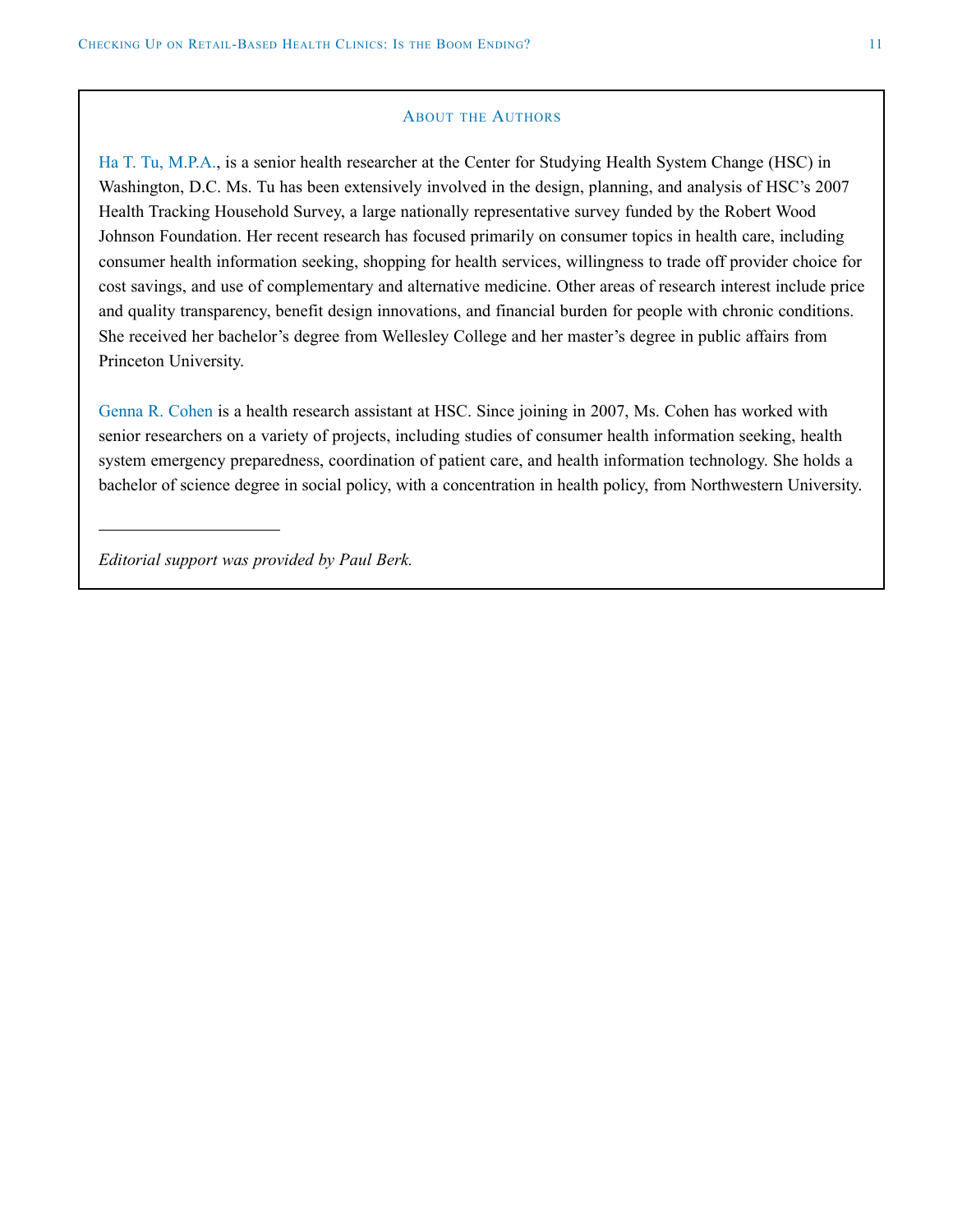## About the Authors

Ha T. Tu, M.P.A., is a senior health researcher at the Center for Studying Health System Change (HSC) in Washington, D.C. Ms. Tu has been extensively involved in the design, planning, and analysis of HSC's 2007 Health Tracking Household Survey, a large nationally representative survey funded by the Robert Wood Johnson Foundation. Her recent research has focused primarily on consumer topics in health care, including consumer health information seeking, shopping for health services, willingness to trade off provider choice for cost savings, and use of complementary and alternative medicine. Other areas of research interest include price and quality transparency, benefit design innovations, and financial burden for people with chronic conditions. She received her bachelor's degree from Wellesley College and her master's degree in public affairs from Princeton University.

Genna R. Cohen is a health research assistant at HSC. Since joining in 2007, Ms. Cohen has worked with senior researchers on a variety of projects, including studies of consumer health information seeking, health system emergency preparedness, coordination of patient care, and health information technology. She holds a bachelor of science degree in social policy, with a concentration in health policy, from Northwestern University.

---

*Editorial support was provided by Paul Berk.*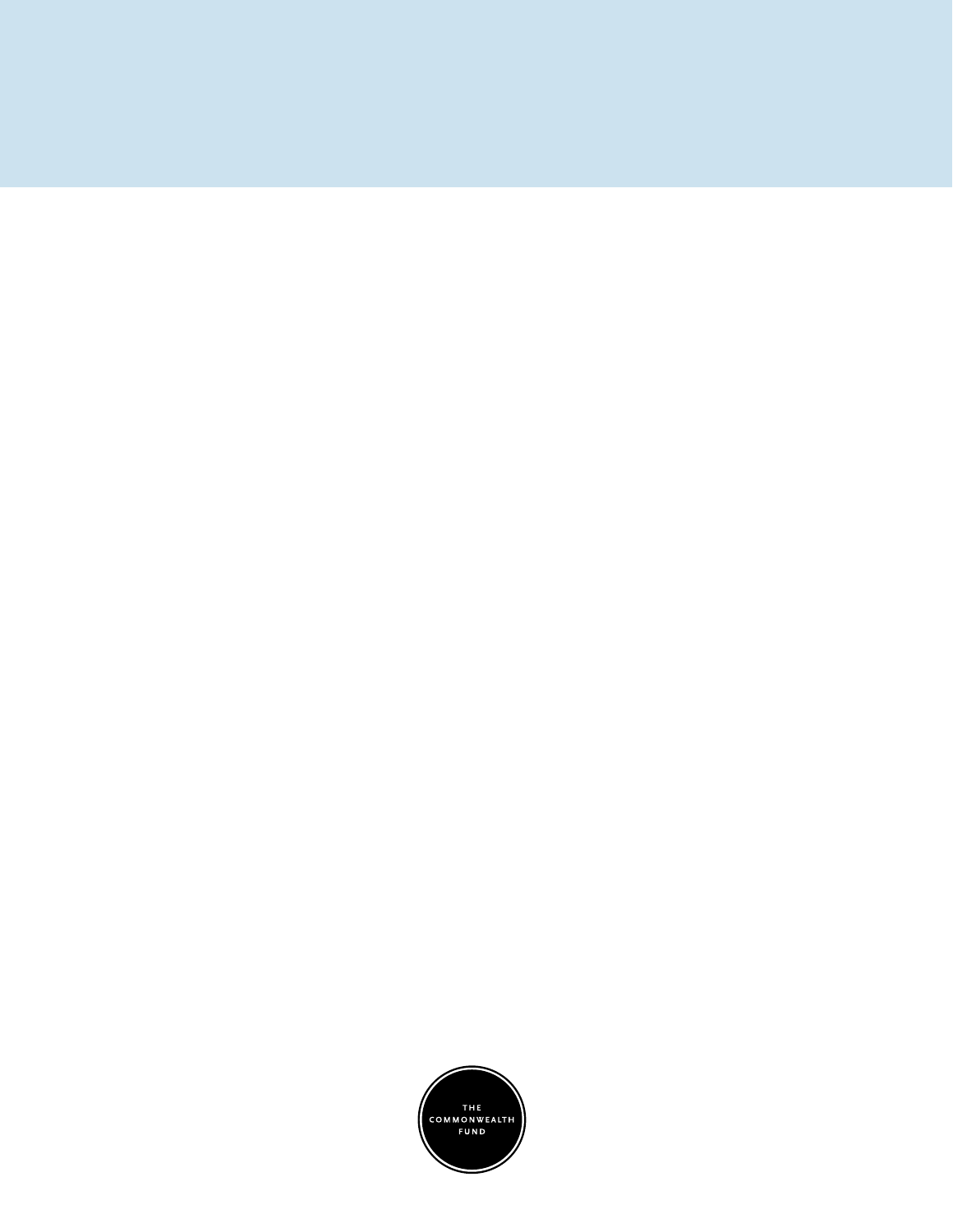THE COMMONWEALTH FUND